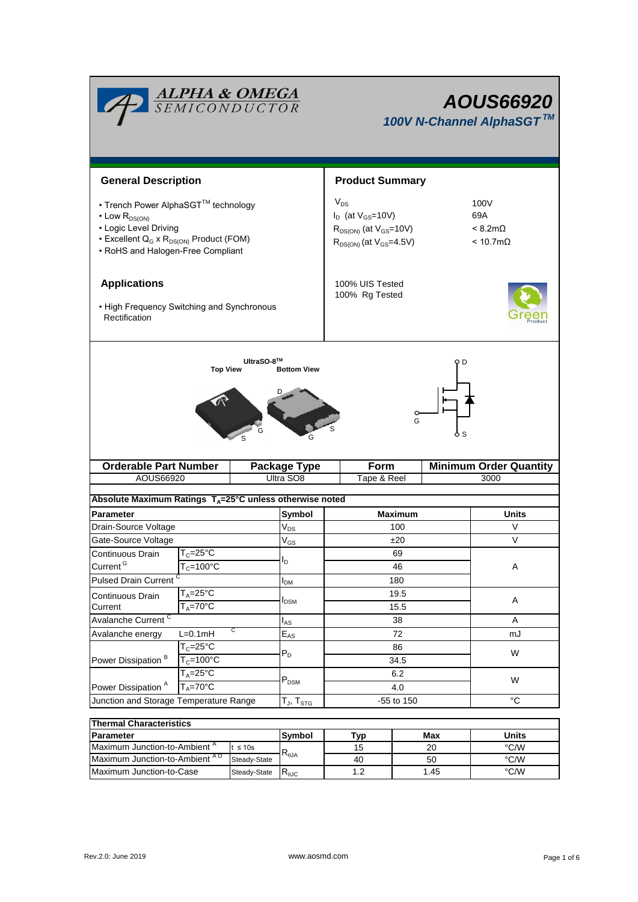# AOUS66920

## 100V N-Channel AlphaSGT™

### General Description

- Trench Power AlphaSGT™ technology
- Low $R_{DS(ON)}$
- Logic Level Driving
- Excellent $Q_G$ x $R_{DS(ON)}$ Product (FOM)
- RoHS and Halogen-Free Compliant

### Product Summary

| | |
|---|---|
| $V_{DS}$ | 100V |
| $I_D$ (at $V_{GS}$=10V) | 69A |
| $R_{DS(ON)}$ (at $V_{GS}$=10V) | < 8.2mΩ |
| $R_{DS(ON)}$ (at $V_{GS}$=4.5V) | < 10.7mΩ |

100% UIS Tested
100% Rg Tested

### Applications

- High Frequency Switching and Synchronous Rectification

UltraSO-8™
Top View   Bottom View

| Orderable Part Number | Package Type | Form | Minimum Order Quantity |
|---|---|---|---|
| AOUS66920 | Ultra SO8 | Tape & Reel | 3000 |

**Absolute Maximum Ratings $T_A$=25°C unless otherwise noted**

| Parameter | | Symbol | Maximum | Units |
|---|---|---|---|---|
| Drain-Source Voltage | | $V_{DS}$ | 100 | V |
| Gate-Source Voltage | | $V_{GS}$ | ±20 | V |
| Continuous Drain Current [G] | $T_C$=25°C | $I_D$ | 69 | A |
| | $T_C$=100°C | | 46 | |
| Pulsed Drain Current [C] | | $I_{DM}$ | 180 | |
| Continuous Drain Current | $T_A$=25°C | $I_{DSM}$ | 19.5 | A |
| | $T_A$=70°C | | 15.5 | |
| Avalanche Current [C] | | $I_{AS}$ | 38 | A |
| Avalanche energy | L=0.1mH [C] | $E_{AS}$ | 72 | mJ |
| Power Dissipation [B] | $T_C$=25°C | $P_D$ | 86 | W |
| | $T_C$=100°C | | 34.5 | |
| Power Dissipation [A] | $T_A$=25°C | $P_{DSM}$ | 6.2 | W |
| | $T_A$=70°C | | 4.0 | |
| Junction and Storage Temperature Range | | $T_J$, $T_{STG}$ | -55 to 150 | °C |

**Thermal Characteristics**

| Parameter | | Symbol | Typ | Max | Units |
|---|---|---|---|---|---|
| Maximum Junction-to-Ambient [A] | t ≤ 10s | $R_{\theta JA}$ | 15 | 20 | °C/W |
| Maximum Junction-to-Ambient [A D] | Steady-State | | 40 | 50 | °C/W |
| Maximum Junction-to-Case | Steady-State | $R_{\theta JC}$ | 1.2 | 1.45 | °C/W |

Rev.2.0: June 2019    www.aosmd.com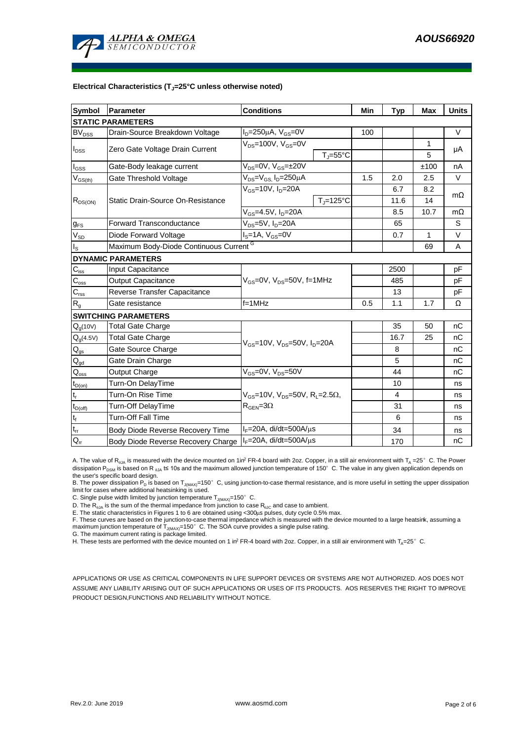**Electrical Characteristics ($T_J$=25°C unless otherwise noted)**

| Symbol | Parameter | Conditions | | Min | Typ | Max | Units |
|---|---|---|---|---|---|---|---|
| **STATIC PARAMETERS** | | | | | | | |
| $BV_{DSS}$ | Drain-Source Breakdown Voltage | $I_D$=250µA, $V_{GS}$=0V | | 100 | | | V |
| $I_{DSS}$ | Zero Gate Voltage Drain Current | $V_{DS}$=100V, $V_{GS}$=0V | | | | 1 | µA |
| | | | $T_J$=55°C | | | 5 | |
| $I_{GSS}$ | Gate-Body leakage current | $V_{DS}$=0V, $V_{GS}$=±20V | | | | ±100 | nA |
| $V_{GS(th)}$ | Gate Threshold Voltage | $V_{DS}$=$V_{GS}$, $I_D$=250µA | | 1.5 | 2.0 | 2.5 | V |
| $R_{DS(ON)}$ | Static Drain-Source On-Resistance | $V_{GS}$=10V, $I_D$=20A | | | 6.7 | 8.2 | mΩ |
| | | | $T_J$=125°C | | 11.6 | 14 | |
| | | $V_{GS}$=4.5V, $I_D$=20A | | | 8.5 | 10.7 | mΩ |
| $g_{FS}$ | Forward Transconductance | $V_{DS}$=5V, $I_D$=20A | | | 65 | | S |
| $V_{SD}$ | Diode Forward Voltage | $I_S$=1A, $V_{GS}$=0V | | | 0.7 | 1 | V |
| $I_S$ | Maximum Body-Diode Continuous Current [G] | | | | | 69 | A |
| **DYNAMIC PARAMETERS** | | | | | | | |
| $C_{iss}$ | Input Capacitance | $V_{GS}$=0V, $V_{DS}$=50V, f=1MHz | | | 2500 | | pF |
| $C_{oss}$ | Output Capacitance | | | | 485 | | pF |
| $C_{rss}$ | Reverse Transfer Capacitance | | | | 13 | | pF |
| $R_g$ | Gate resistance | f=1MHz | | 0.5 | 1.1 | 1.7 | Ω |
| **SWITCHING PARAMETERS** | | | | | | | |
| $Q_g$(10V) | Total Gate Charge | $V_{GS}$=10V, $V_{DS}$=50V, $I_D$=20A | | | 35 | 50 | nC |
| $Q_g$(4.5V) | Total Gate Charge | | | | 16.7 | 25 | nC |
| $Q_{gs}$ | Gate Source Charge | | | | 8 | | nC |
| $Q_{gd}$ | Gate Drain Charge | | | | 5 | | nC |
| $Q_{oss}$ | Output Charge | $V_{GS}$=0V, $V_{DS}$=50V | | | 44 | | nC |
| $t_{D(on)}$ | Turn-On DelayTime | $V_{GS}$=10V, $V_{DS}$=50V, $R_L$=2.5Ω, $R_{GEN}$=3Ω | | | 10 | | ns |
| $t_r$ | Turn-On Rise Time | | | | 4 | | ns |
| $t_{D(off)}$ | Turn-Off DelayTime | | | | 31 | | ns |
| $t_f$ | Turn-Off Fall Time | | | | 6 | | ns |
| $t_{rr}$ | Body Diode Reverse Recovery Time | $I_F$=20A, di/dt=500A/µs | | | 34 | | ns |
| $Q_{rr}$ | Body Diode Reverse Recovery Charge | $I_F$=20A, di/dt=500A/µs | | | 170 | | nC |

A. The value of $R_{\theta JA}$ is measured with the device mounted on 1in² FR-4 board with 2oz. Copper, in a still air environment with $T_A$ =25° C. The Power dissipation $P_{DSM}$ is based on R $_{\theta JA}$ t≤ 10s and the maximum allowed junction temperature of 150° C. The value in any given application depends on the user's specific board design.

B. The power dissipation $P_D$ is based on $T_{J(MAX)}$=150° C, using junction-to-case thermal resistance, and is more useful in setting the upper dissipation limit for cases where additional heatsinking is used.

C. Single pulse width limited by junction temperature $T_{J(MAX)}$=150° C.

D. The $R_{\theta JA}$ is the sum of the thermal impedance from junction to case $R_{\theta JC}$ and case to ambient.

E. The static characteristics in Figures 1 to 6 are obtained using <300µs pulses, duty cycle 0.5% max.

F. These curves are based on the junction-to-case thermal impedance which is measured with the device mounted to a large heatsink, assuming a maximum junction temperature of $T_{J(MAX)}$=150° C. The SOA curve provides a single pulse rating.

G. The maximum current rating is package limited.

H. These tests are performed with the device mounted on 1 in² FR-4 board with 2oz. Copper, in a still air environment with $T_A$=25° C.

APPLICATIONS OR USE AS CRITICAL COMPONENTS IN LIFE SUPPORT DEVICES OR SYSTEMS ARE NOT AUTHORIZED. AOS DOES NOT ASSUME ANY LIABILITY ARISING OUT OF SUCH APPLICATIONS OR USES OF ITS PRODUCTS. AOS RESERVES THE RIGHT TO IMPROVE PRODUCT DESIGN,FUNCTIONS AND RELIABILITY WITHOUT NOTICE.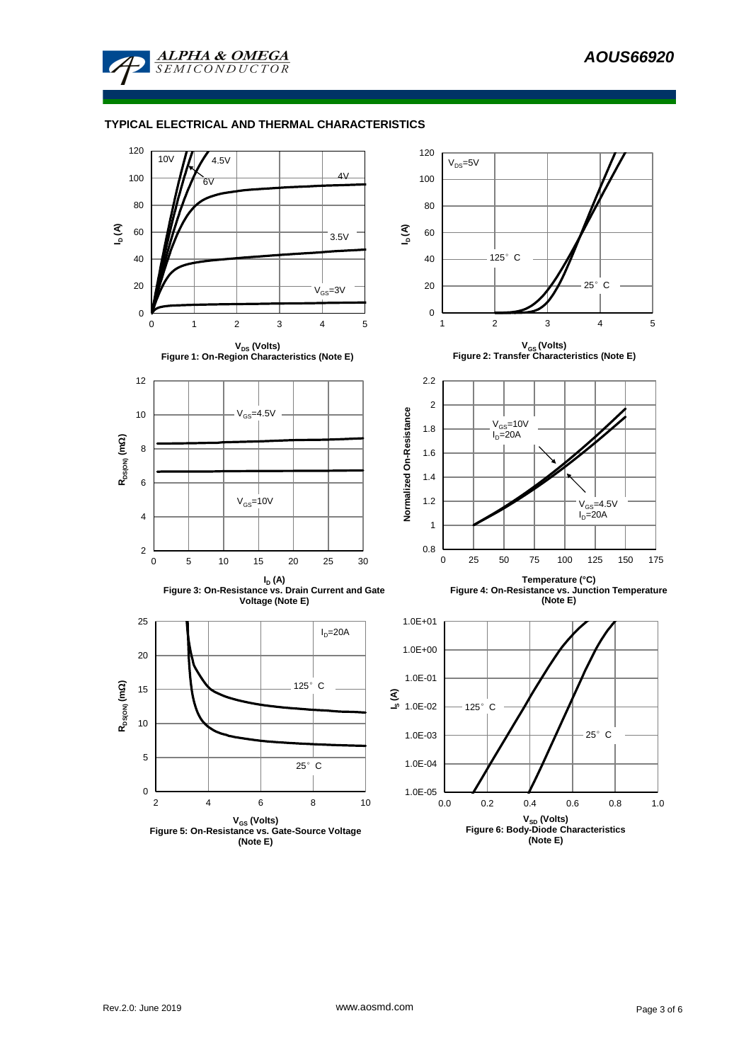## TYPICAL ELECTRICAL AND THERMAL CHARACTERISTICS

Figure 1: On-Region Characteristics (Note E)

Figure 2: Transfer Characteristics (Note E)

Figure 3: On-Resistance vs. Drain Current and Gate Voltage (Note E)

Figure 4: On-Resistance vs. Junction Temperature (Note E)

Figure 5: On-Resistance vs. Gate-Source Voltage (Note E)

Figure 6: Body-Diode Characteristics (Note E)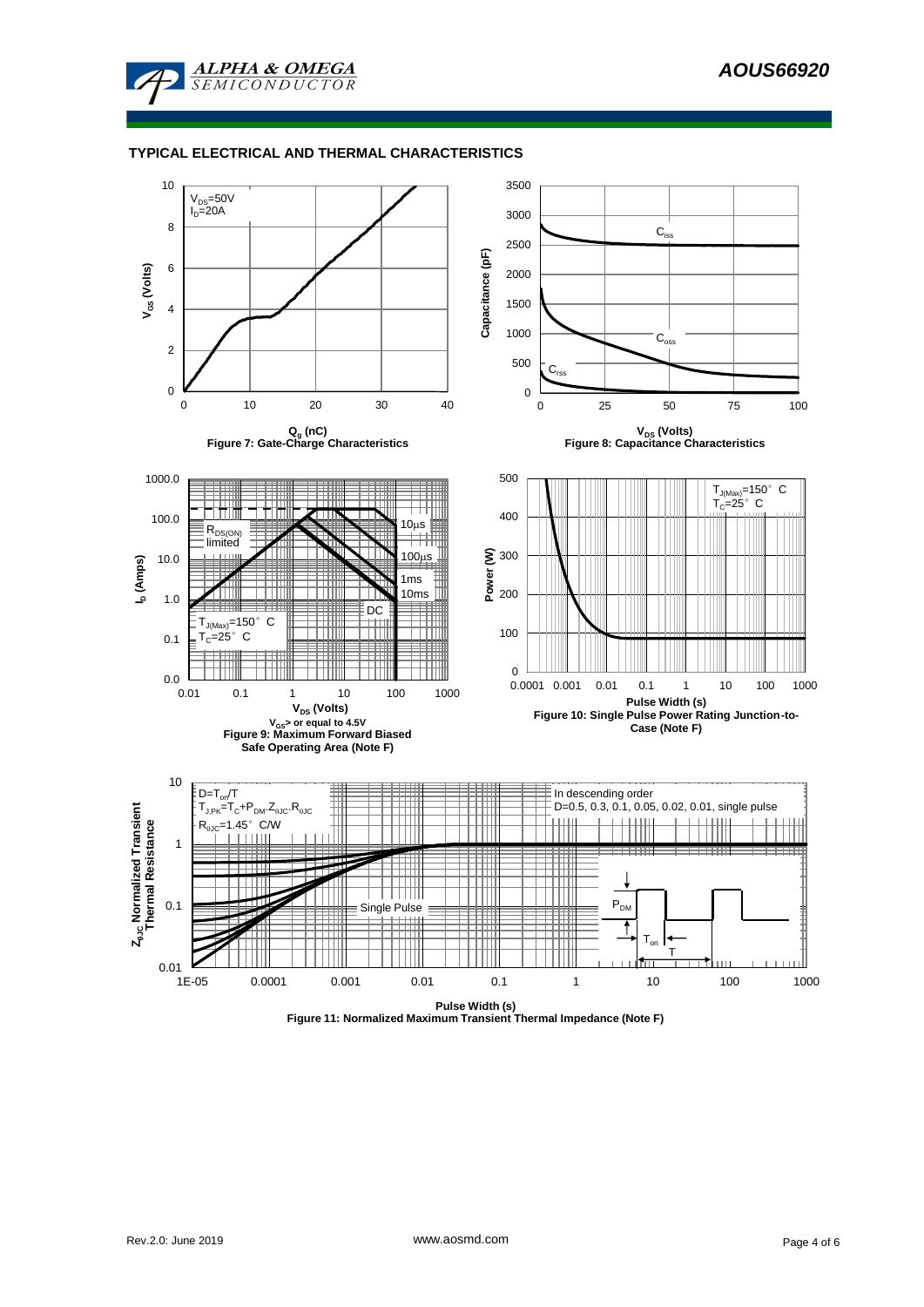## TYPICAL ELECTRICAL AND THERMAL CHARACTERISTICS

$V_{DS}$=50V
$I_D$=20A

$V_{GS}$ (Volts)

$Q_g$ (nC)

Figure 7: Gate-Charge Characteristics

Capacitance (pF)

$C_{iss}$

$C_{oss}$

$C_{rss}$

$V_{DS}$ (Volts)

Figure 8: Capacitance Characteristics

$I_D$ (Amps)

$R_{DS(ON)}$ limited

10µs

100µs

1ms

10ms

DC

$T_{J(Max)}$=150° C
$T_C$=25° C

$V_{DS}$ (Volts)

$V_{GS}$> or equal to 4.5V

Figure 9: Maximum Forward Biased Safe Operating Area (Note F)

Power (W)

$T_{J(Max)}$=150° C
$T_C$=25° C

Pulse Width (s)

Figure 10: Single Pulse Power Rating Junction-to-Case (Note F)

$Z_{\theta JC}$ Normalized Transient Thermal Resistance

$D=T_{on}/T$
$T_{J,PK}=T_C+P_{DM}.Z_{\theta JC}.R_{\theta JC}$
$R_{\theta JC}$=1.45° C/W

In descending order
D=0.5, 0.3, 0.1, 0.05, 0.02, 0.01, single pulse

Single Pulse

$P_{DM}$

$T_{on}$

T

Pulse Width (s)

Figure 11: Normalized Maximum Transient Thermal Impedance (Note F)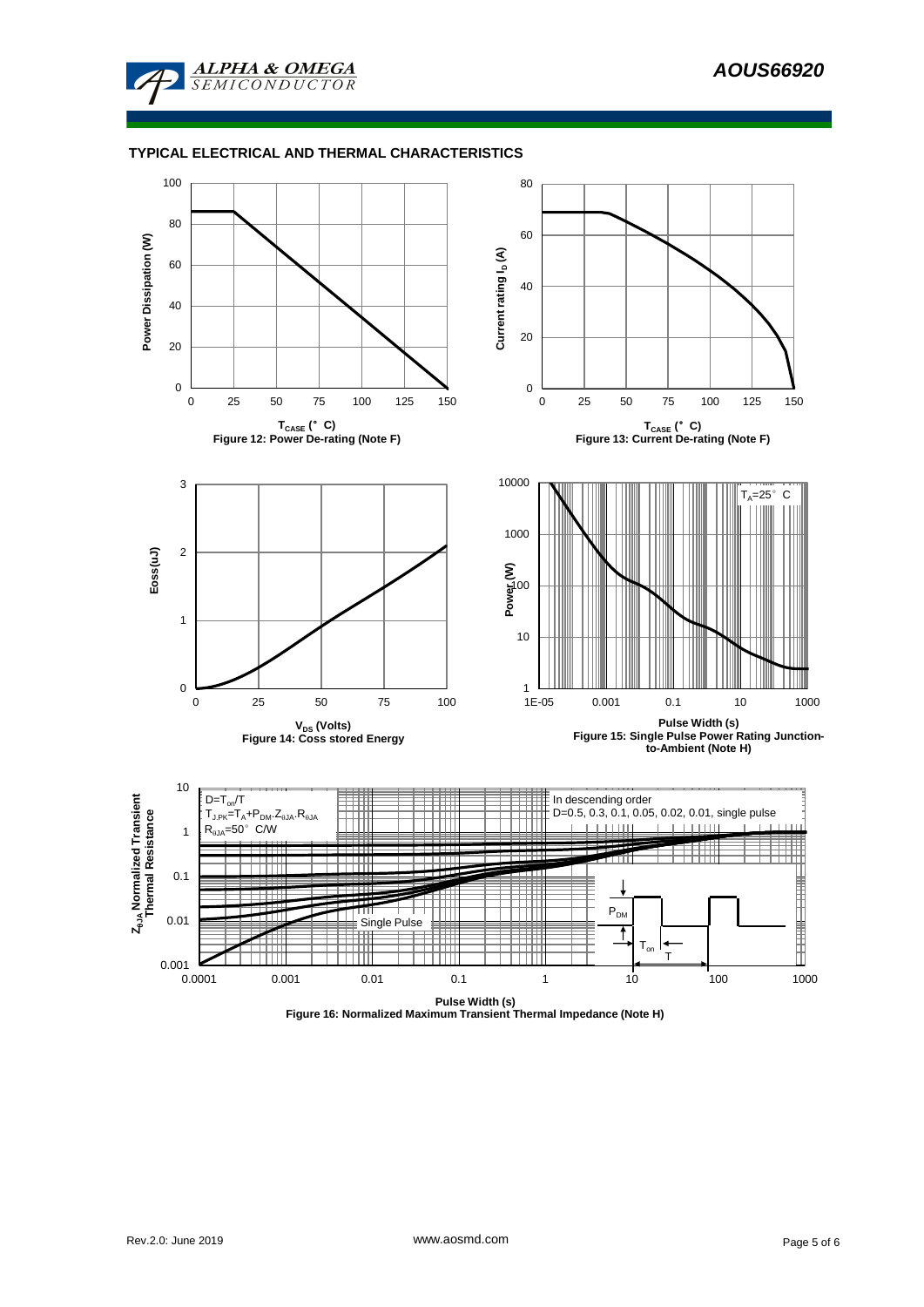## TYPICAL ELECTRICAL AND THERMAL CHARACTERISTICS

Figure 12: Power De-rating (Note F)

Figure 13: Current De-rating (Note F)

Figure 14: Coss stored Energy

Figure 15: Single Pulse Power Rating Junction-to-Ambient (Note H)

Figure 16: Normalized Maximum Transient Thermal Impedance (Note H)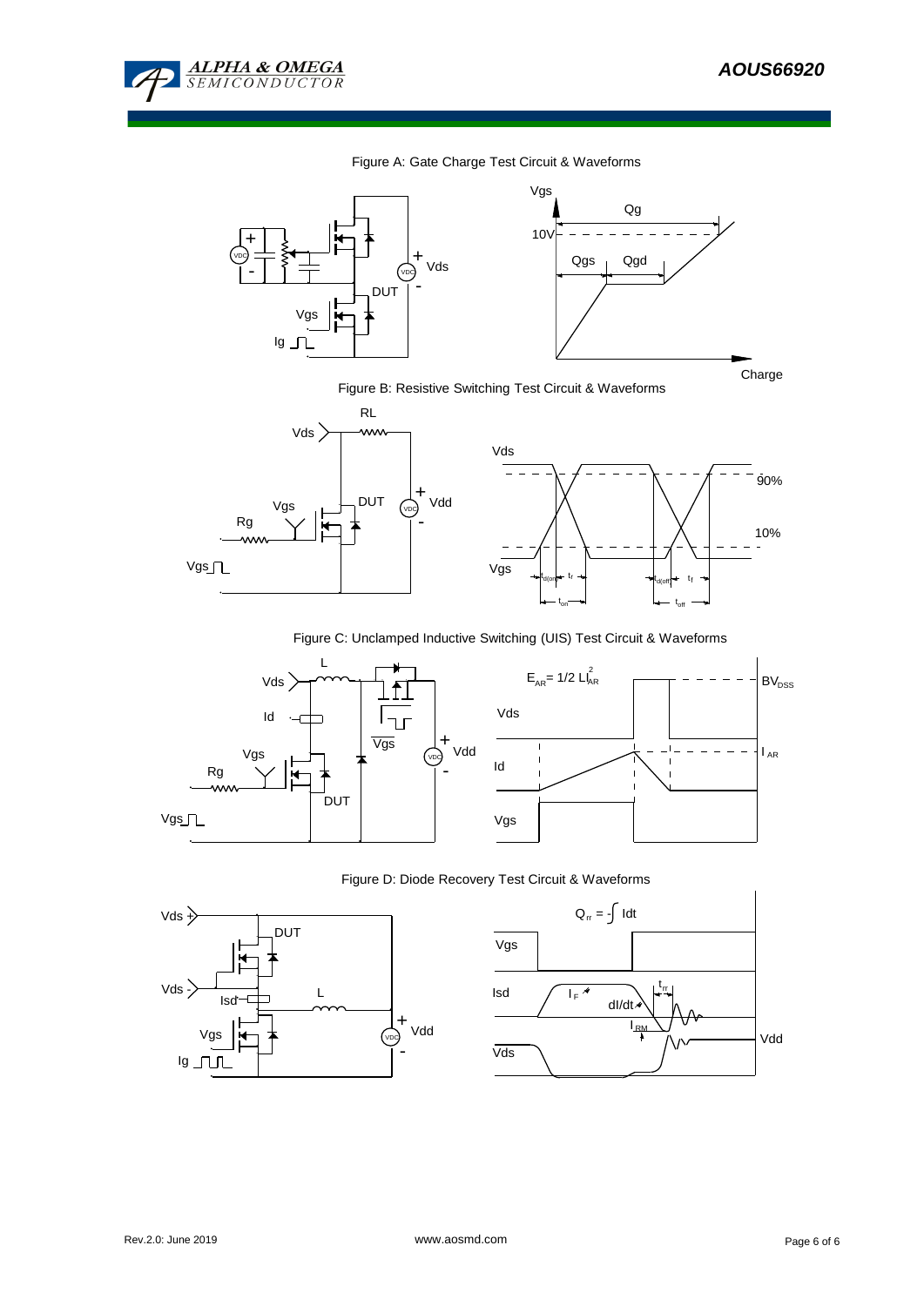Figure A: Gate Charge Test Circuit & Waveforms

VDC
+
-
Vgs
Ig
DUT
VDC
+
Vds
-

Vgs
Qg
10V
Qgs
Qgd
Charge

Figure B: Resistive Switching Test Circuit & Waveforms

RL
Vds
Vgs
Rg
Vgs
DUT
VDC
+
Vdd
-

Vds
90%
10%
Vgs
$t_{d(on)}$ $t_r$
$t_{on}$
$t_{d(off)}$ $t_f$
$t_{off}$

Figure C: Unclamped Inductive Switching (UIS) Test Circuit & Waveforms

L
Vds
Id
Vgs
Rg
Vgs
DUT
Vgs
VDC
+
Vdd
-

$E_{AR} = 1/2\ LI_{AR}^2$
$BV_{DSS}$
Vds
Id
$I_{AR}$
Vgs

Figure D: Diode Recovery Test Circuit & Waveforms

Vds +
DUT
Vds -
Isd
L
Vgs
Ig
VDC
+
Vdd
-

$Q_{rr} = -\int Idt$
Vgs
Isd
$I_F$
dI/dt
$t_{rr}$
$I_{RM}$
Vds
Vdd